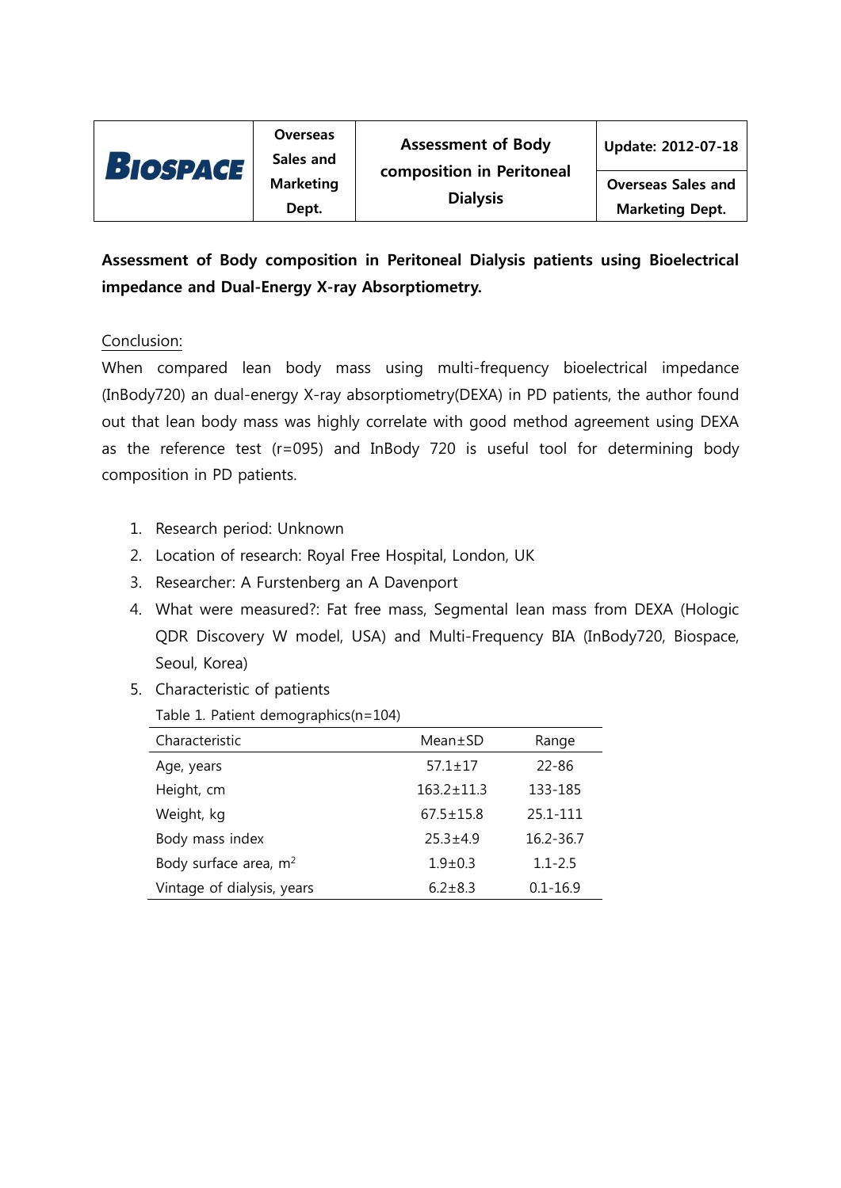| BIOSPACE | Overseas Sales and Marketing Dept. | Assessment of Body composition in Peritoneal Dialysis | Update: 2012-07-18 |
|---|---|---|---|
| | | | Overseas Sales and Marketing Dept. |

**Assessment of Body composition in Peritoneal Dialysis patients using Bioelectrical impedance and Dual-Energy X-ray Absorptiometry.**

Conclusion:

When compared lean body mass using multi-frequency bioelectrical impedance (InBody720) an dual-energy X-ray absorptiometry(DEXA) in PD patients, the author found out that lean body mass was highly correlate with good method agreement using DEXA as the reference test (r=095) and InBody 720 is useful tool for determining body composition in PD patients.

1. Research period: Unknown
2. Location of research: Royal Free Hospital, London, UK
3. Researcher: A Furstenberg an A Davenport
4. What were measured?: Fat free mass, Segmental lean mass from DEXA (Hologic QDR Discovery W model, USA) and Multi-Frequency BIA (InBody720, Biospace, Seoul, Korea)
5. Characteristic of patients

Table 1. Patient demographics(n=104)

| Characteristic | Mean±SD | Range |
|---|---|---|
| Age, years | 57.1±17 | 22-86 |
| Height, cm | 163.2±11.3 | 133-185 |
| Weight, kg | 67.5±15.8 | 25.1-111 |
| Body mass index | 25.3±4.9 | 16.2-36.7 |
| Body surface area, $m^2$ | 1.9±0.3 | 1.1-2.5 |
| Vintage of dialysis, years | 6.2±8.3 | 0.1-16.9 |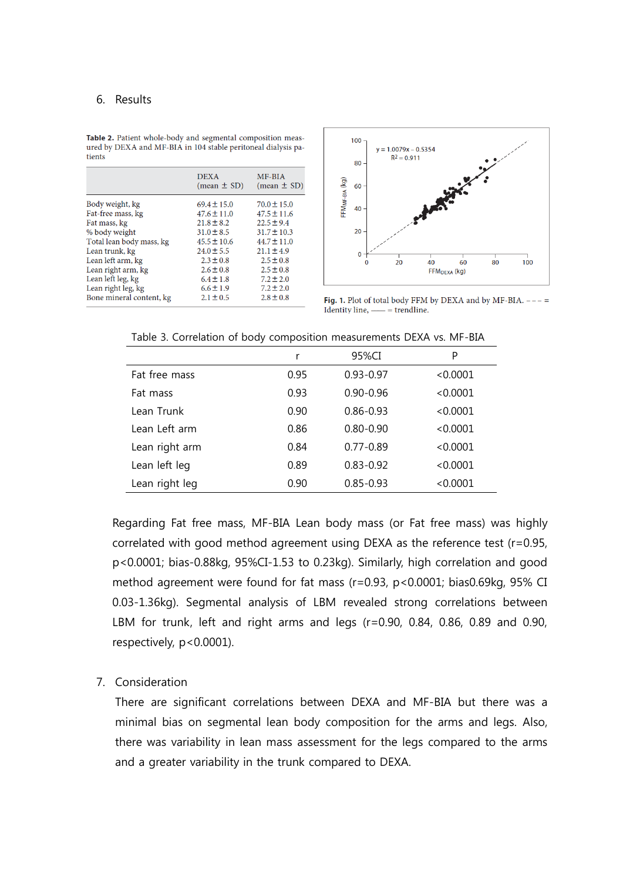## 6. Results

**Table 2.** Patient whole-body and segmental composition measured by DEXA and MF-BIA in 104 stable peritoneal dialysis patients

| | DEXA (mean ± SD) | MF-BIA (mean ± SD) |
|---|---|---|
| Body weight, kg | 69.4 ± 15.0 | 70.0 ± 15.0 |
| Fat-free mass, kg | 47.6 ± 11.0 | 47.5 ± 11.6 |
| Fat mass, kg | 21.8 ± 8.2 | 22.5 ± 9.4 |
| % body weight | 31.0 ± 8.5 | 31.7 ± 10.3 |
| Total lean body mass, kg | 45.5 ± 10.6 | 44.7 ± 11.0 |
| Lean trunk, kg | 24.0 ± 5.5 | 21.1 ± 4.9 |
| Lean left arm, kg | 2.3 ± 0.8 | 2.5 ± 0.8 |
| Lean right arm, kg | 2.6 ± 0.8 | 2.5 ± 0.8 |
| Lean left leg, kg | 6.4 ± 1.8 | 7.2 ± 2.0 |
| Lean right leg, kg | 6.6 ± 1.9 | 7.2 ± 2.0 |
| Bone mineral content, kg | 2.1 ± 0.5 | 2.8 ± 0.8 |

$y = 1.0079x - 0.5354$
$R^2 = 0.911$

**Fig. 1.** Plot of total body FFM by DEXA and by MF-BIA. – – – = Identity line, —— = trendline.

Table 3. Correlation of body composition measurements DEXA vs. MF-BIA

| | r | 95%CI | P |
|---|---|---|---|
| Fat free mass | 0.95 | 0.93-0.97 | <0.0001 |
| Fat mass | 0.93 | 0.90-0.96 | <0.0001 |
| Lean Trunk | 0.90 | 0.86-0.93 | <0.0001 |
| Lean Left arm | 0.86 | 0.80-0.90 | <0.0001 |
| Lean right arm | 0.84 | 0.77-0.89 | <0.0001 |
| Lean left leg | 0.89 | 0.83-0.92 | <0.0001 |
| Lean right leg | 0.90 | 0.85-0.93 | <0.0001 |

Regarding Fat free mass, MF-BIA Lean body mass (or Fat free mass) was highly correlated with good method agreement using DEXA as the reference test (r=0.95, p<0.0001; bias-0.88kg, 95%CI-1.53 to 0.23kg). Similarly, high correlation and good method agreement were found for fat mass (r=0.93, p<0.0001; bias0.69kg, 95% CI 0.03-1.36kg). Segmental analysis of LBM revealed strong correlations between LBM for trunk, left and right arms and legs (r=0.90, 0.84, 0.86, 0.89 and 0.90, respectively, p<0.0001).

## 7. Consideration

There are significant correlations between DEXA and MF-BIA but there was a minimal bias on segmental lean body composition for the arms and legs. Also, there was variability in lean mass assessment for the legs compared to the arms and a greater variability in the trunk compared to DEXA.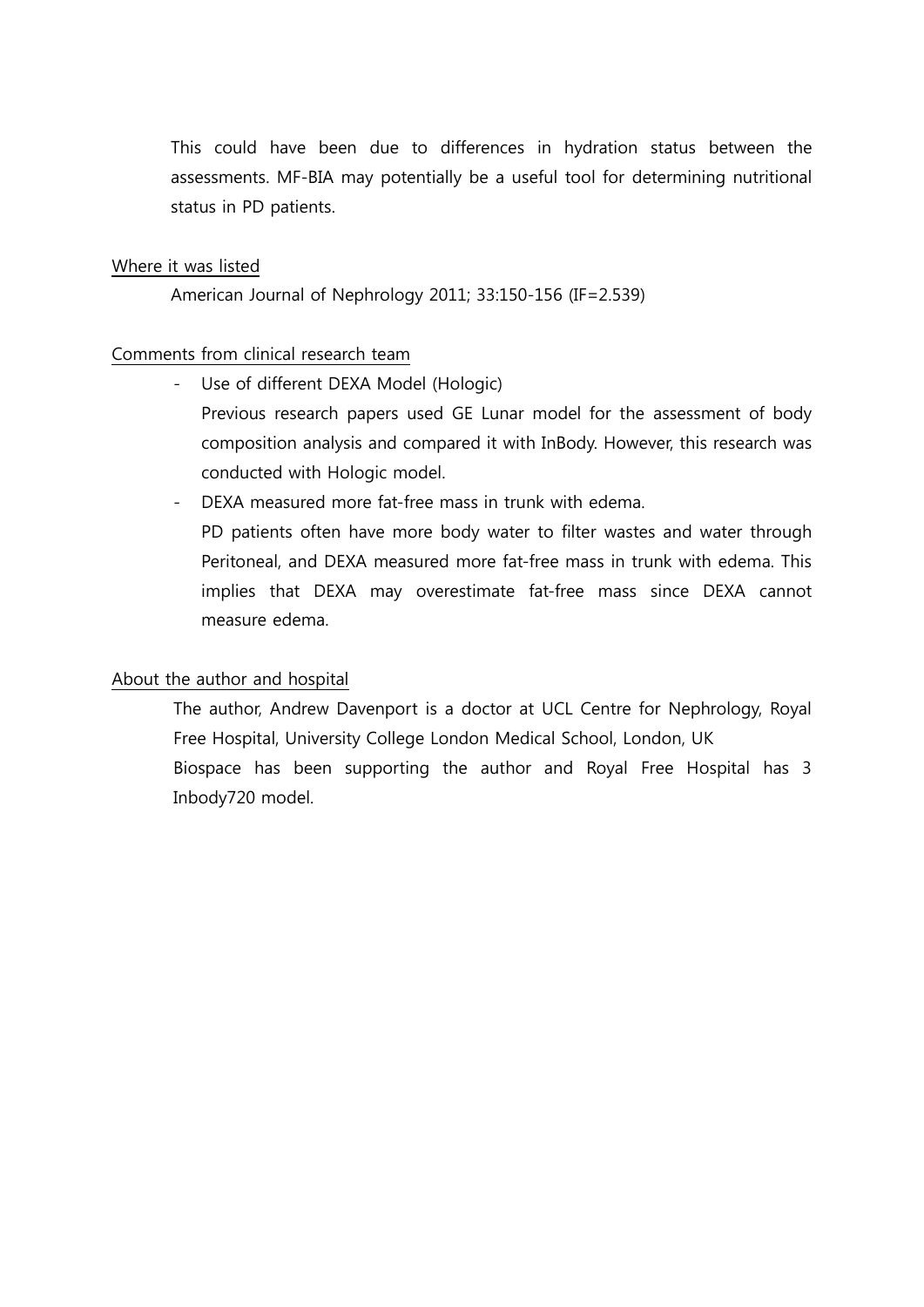This could have been due to differences in hydration status between the assessments. MF-BIA may potentially be a useful tool for determining nutritional status in PD patients.

Where it was listed

American Journal of Nephrology 2011; 33:150-156 (IF=2.539)

Comments from clinical research team

- Use of different DEXA Model (Hologic)
  Previous research papers used GE Lunar model for the assessment of body composition analysis and compared it with InBody. However, this research was conducted with Hologic model.
- DEXA measured more fat-free mass in trunk with edema.
  PD patients often have more body water to filter wastes and water through Peritoneal, and DEXA measured more fat-free mass in trunk with edema. This implies that DEXA may overestimate fat-free mass since DEXA cannot measure edema.

About the author and hospital

The author, Andrew Davenport is a doctor at UCL Centre for Nephrology, Royal Free Hospital, University College London Medical School, London, UK

Biospace has been supporting the author and Royal Free Hospital has 3 Inbody720 model.